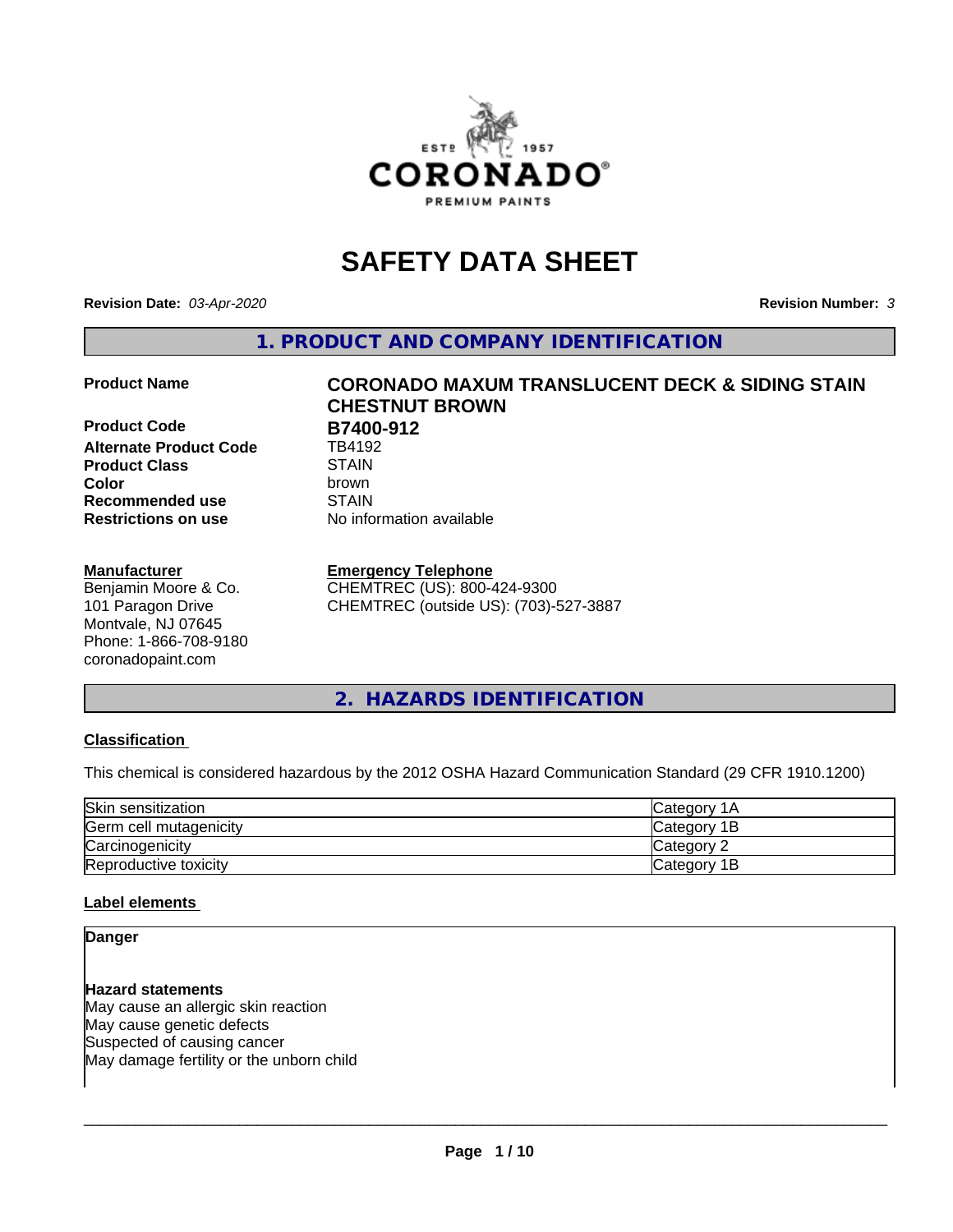# SAFETY DATA SHEET

**Revision Date:** *03-Apr-2020* **Revision Number:** *3*

## 1. PRODUCT AND COMPANY IDENTIFICATION

| | |
|---|---|
| **Product Name** | **CORONADO MAXUM TRANSLUCENT DECK & SIDING STAIN CHESTNUT BROWN** |
| **Product Code** | **B7400-912** |
| **Alternate Product Code** | TB4192 |
| **Product Class** | STAIN |
| **Color** | brown |
| **Recommended use** | STAIN |
| **Restrictions on use** | No information available |

**Manufacturer**
Benjamin Moore & Co.
101 Paragon Drive
Montvale, NJ 07645
Phone: 1-866-708-9180
coronadopaint.com

**Emergency Telephone**
CHEMTREC (US): 800-424-9300
CHEMTREC (outside US): (703)-527-3887

## 2. HAZARDS IDENTIFICATION

### Classification

This chemical is considered hazardous by the 2012 OSHA Hazard Communication Standard (29 CFR 1910.1200)

| | |
|---|---|
| Skin sensitization | Category 1A |
| Germ cell mutagenicity | Category 1B |
| Carcinogenicity | Category 2 |
| Reproductive toxicity | Category 1B |

### Label elements

**Danger**

**Hazard statements**
May cause an allergic skin reaction
May cause genetic defects
Suspected of causing cancer
May damage fertility or the unborn child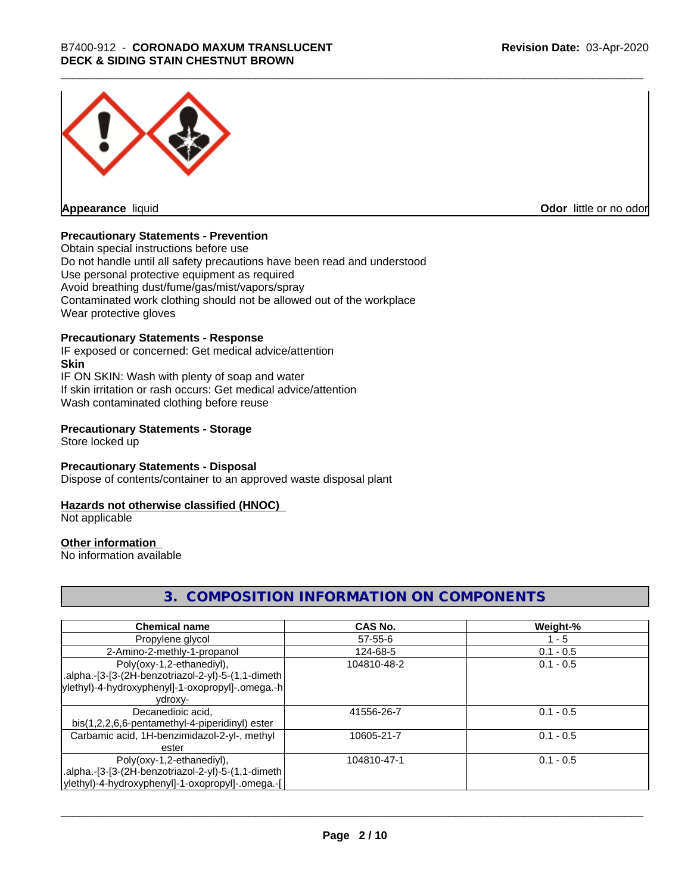**Appearance** liquid

**Odor** little or no odor

**Precautionary Statements - Prevention**

Obtain special instructions before use
Do not handle until all safety precautions have been read and understood
Use personal protective equipment as required
Avoid breathing dust/fume/gas/mist/vapors/spray
Contaminated work clothing should not be allowed out of the workplace
Wear protective gloves

**Precautionary Statements - Response**

IF exposed or concerned: Get medical advice/attention

**Skin**

IF ON SKIN: Wash with plenty of soap and water
If skin irritation or rash occurs: Get medical advice/attention
Wash contaminated clothing before reuse

**Precautionary Statements - Storage**

Store locked up

**Precautionary Statements - Disposal**

Dispose of contents/container to an approved waste disposal plant

**Hazards not otherwise classified (HNOC)**

Not applicable

**Other information**

No information available

## 3. COMPOSITION INFORMATION ON COMPONENTS

| Chemical name | CAS No. | Weight-% |
|---|---|---|
| Propylene glycol | 57-55-6 | 1 - 5 |
| 2-Amino-2-methly-1-propanol | 124-68-5 | 0.1 - 0.5 |
| Poly(oxy-1,2-ethanediyl), .alpha.-[3-[3-(2H-benzotriazol-2-yl)-5-(1,1-dimethylethyl)-4-hydroxyphenyl]-1-oxopropyl]-.omega.-hydroxy- | 104810-48-2 | 0.1 - 0.5 |
| Decanedioic acid, bis(1,2,2,6,6-pentamethyl-4-piperidinyl) ester | 41556-26-7 | 0.1 - 0.5 |
| Carbamic acid, 1H-benzimidazol-2-yl-, methyl ester | 10605-21-7 | 0.1 - 0.5 |
| Poly(oxy-1,2-ethanediyl), .alpha.-[3-[3-(2H-benzotriazol-2-yl)-5-(1,1-dimethylethyl)-4-hydroxyphenyl]-1-oxopropyl]-.omega.-[ | 104810-47-1 | 0.1 - 0.5 |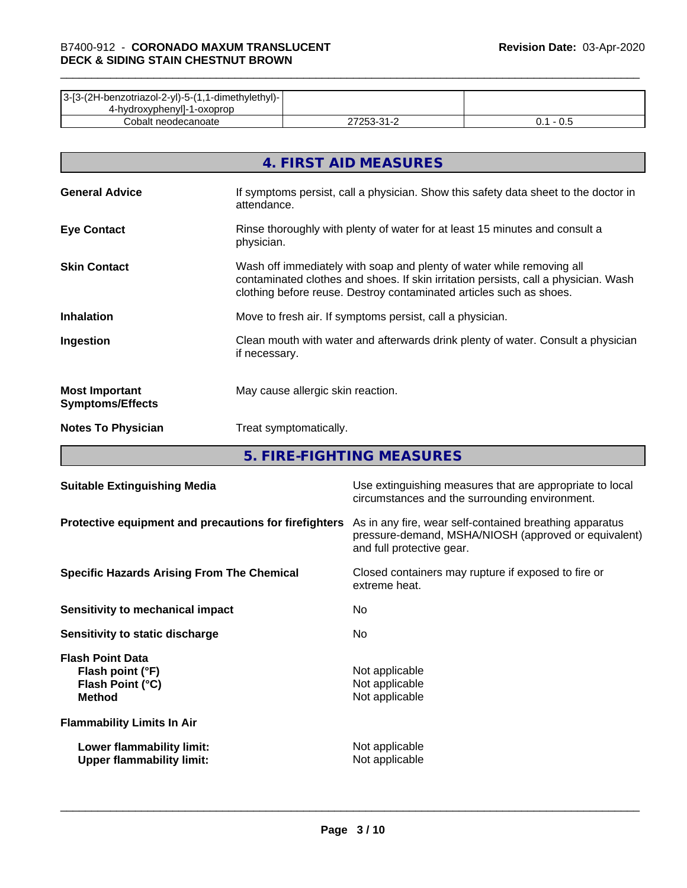| | | |
|---|---|---|
| 3-[3-(2H-benzotriazol-2-yl)-5-(1,1-dimethylethyl)-4-hydroxyphenyl]-1-oxoprop | | |
| Cobalt neodecanoate | 27253-31-2 | 0.1 - 0.5 |

## 4. FIRST AID MEASURES

**General Advice**
If symptoms persist, call a physician. Show this safety data sheet to the doctor in attendance.

**Eye Contact**
Rinse thoroughly with plenty of water for at least 15 minutes and consult a physician.

**Skin Contact**
Wash off immediately with soap and plenty of water while removing all contaminated clothes and shoes. If skin irritation persists, call a physician. Wash clothing before reuse. Destroy contaminated articles such as shoes.

**Inhalation**
Move to fresh air. If symptoms persist, call a physician.

**Ingestion**
Clean mouth with water and afterwards drink plenty of water. Consult a physician if necessary.

**Most Important Symptoms/Effects**
May cause allergic skin reaction.

**Notes To Physician**
Treat symptomatically.

## 5. FIRE-FIGHTING MEASURES

**Suitable Extinguishing Media**
Use extinguishing measures that are appropriate to local circumstances and the surrounding environment.

**Protective equipment and precautions for firefighters**
As in any fire, wear self-contained breathing apparatus pressure-demand, MSHA/NIOSH (approved or equivalent) and full protective gear.

**Specific Hazards Arising From The Chemical**
Closed containers may rupture if exposed to fire or extreme heat.

**Sensitivity to mechanical impact**
No

**Sensitivity to static discharge**
No

**Flash Point Data**
- **Flash point (°F)**: Not applicable
- **Flash Point (°C)**: Not applicable
- **Method**: Not applicable

**Flammability Limits In Air**
- **Lower flammability limit:** Not applicable
- **Upper flammability limit:** Not applicable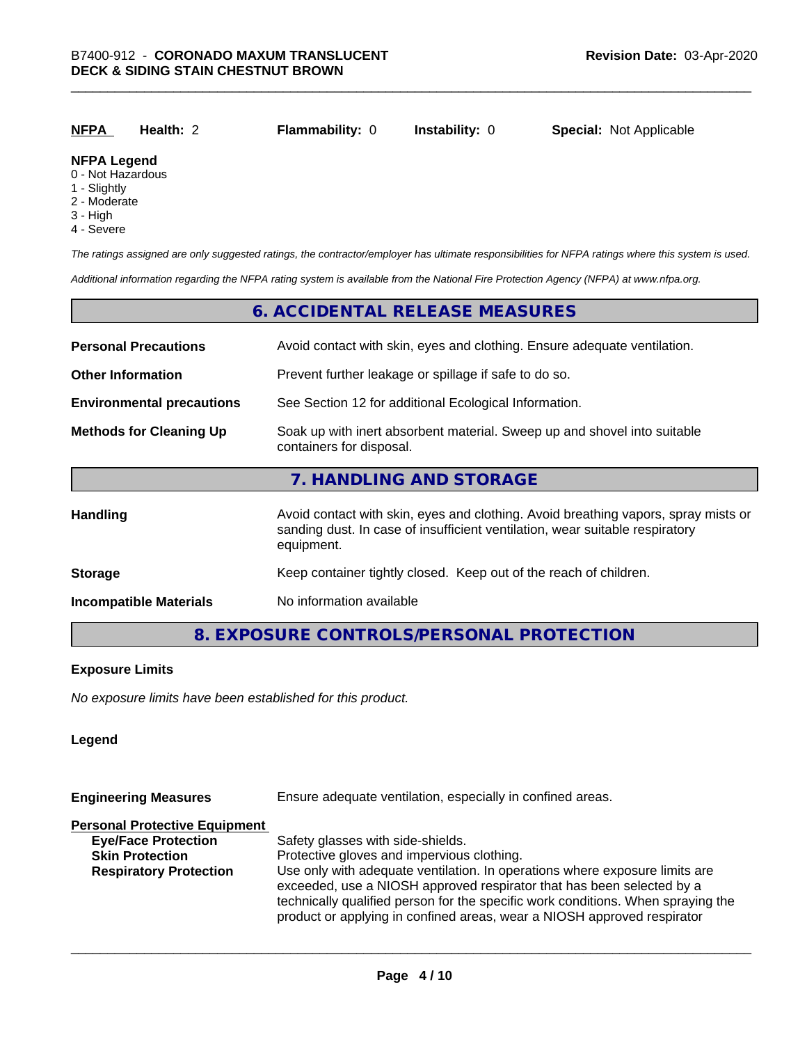| NFPA | Health: 2 | Flammability: 0 | Instability: 0 | Special: Not Applicable |
|---|---|---|---|---|

**NFPA Legend**
0 - Not Hazardous
1 - Slightly
2 - Moderate
3 - High
4 - Severe

*The ratings assigned are only suggested ratings, the contractor/employer has ultimate responsibilities for NFPA ratings where this system is used.*

*Additional information regarding the NFPA rating system is available from the National Fire Protection Agency (NFPA) at www.nfpa.org.*

## 6. ACCIDENTAL RELEASE MEASURES

**Personal Precautions** Avoid contact with skin, eyes and clothing. Ensure adequate ventilation.

**Other Information** Prevent further leakage or spillage if safe to do so.

**Environmental precautions** See Section 12 for additional Ecological Information.

**Methods for Cleaning Up** Soak up with inert absorbent material. Sweep up and shovel into suitable containers for disposal.

## 7. HANDLING AND STORAGE

**Handling** Avoid contact with skin, eyes and clothing. Avoid breathing vapors, spray mists or sanding dust. In case of insufficient ventilation, wear suitable respiratory equipment.

**Storage** Keep container tightly closed. Keep out of the reach of children.

**Incompatible Materials** No information available

## 8. EXPOSURE CONTROLS/PERSONAL PROTECTION

**Exposure Limits**

*No exposure limits have been established for this product.*

**Legend**

**Engineering Measures** Ensure adequate ventilation, especially in confined areas.

**Personal Protective Equipment**

**Eye/Face Protection** Safety glasses with side-shields.

**Skin Protection** Protective gloves and impervious clothing.

**Respiratory Protection** Use only with adequate ventilation. In operations where exposure limits are exceeded, use a NIOSH approved respirator that has been selected by a technically qualified person for the specific work conditions. When spraying the product or applying in confined areas, wear a NIOSH approved respirator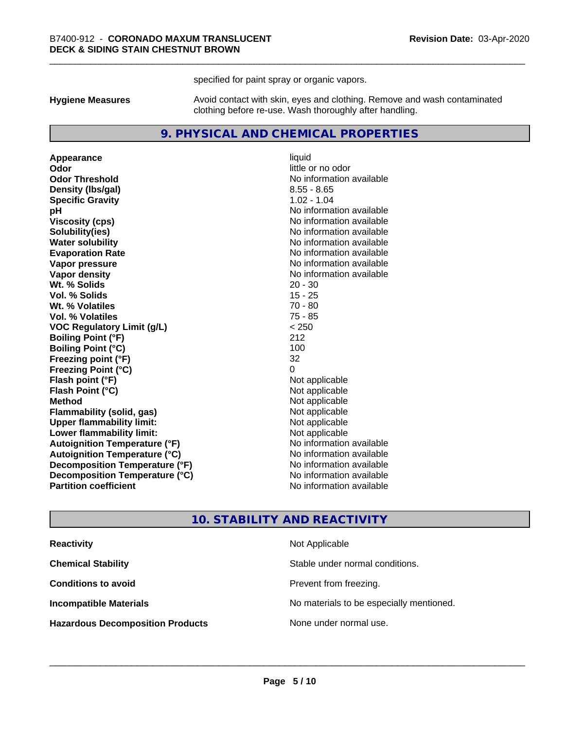specified for paint spray or organic vapors.

**Hygiene Measures** Avoid contact with skin, eyes and clothing. Remove and wash contaminated clothing before re-use. Wash thoroughly after handling.

## 9. PHYSICAL AND CHEMICAL PROPERTIES

| | |
|---|---|
| **Appearance** | liquid |
| **Odor** | little or no odor |
| **Odor Threshold** | No information available |
| **Density (lbs/gal)** | 8.55 - 8.65 |
| **Specific Gravity** | 1.02 - 1.04 |
| **pH** | No information available |
| **Viscosity (cps)** | No information available |
| **Solubility(ies)** | No information available |
| **Water solubility** | No information available |
| **Evaporation Rate** | No information available |
| **Vapor pressure** | No information available |
| **Vapor density** | No information available |
| **Wt. % Solids** | 20 - 30 |
| **Vol. % Solids** | 15 - 25 |
| **Wt. % Volatiles** | 70 - 80 |
| **Vol. % Volatiles** | 75 - 85 |
| **VOC Regulatory Limit (g/L)** | < 250 |
| **Boiling Point (°F)** | 212 |
| **Boiling Point (°C)** | 100 |
| **Freezing point (°F)** | 32 |
| **Freezing Point (°C)** | 0 |
| **Flash point (°F)** | Not applicable |
| **Flash Point (°C)** | Not applicable |
| **Method** | Not applicable |
| **Flammability (solid, gas)** | Not applicable |
| **Upper flammability limit:** | Not applicable |
| **Lower flammability limit:** | Not applicable |
| **Autoignition Temperature (°F)** | No information available |
| **Autoignition Temperature (°C)** | No information available |
| **Decomposition Temperature (°F)** | No information available |
| **Decomposition Temperature (°C)** | No information available |
| **Partition coefficient** | No information available |

## 10. STABILITY AND REACTIVITY

| | |
|---|---|
| **Reactivity** | Not Applicable |
| **Chemical Stability** | Stable under normal conditions. |
| **Conditions to avoid** | Prevent from freezing. |
| **Incompatible Materials** | No materials to be especially mentioned. |
| **Hazardous Decomposition Products** | None under normal use. |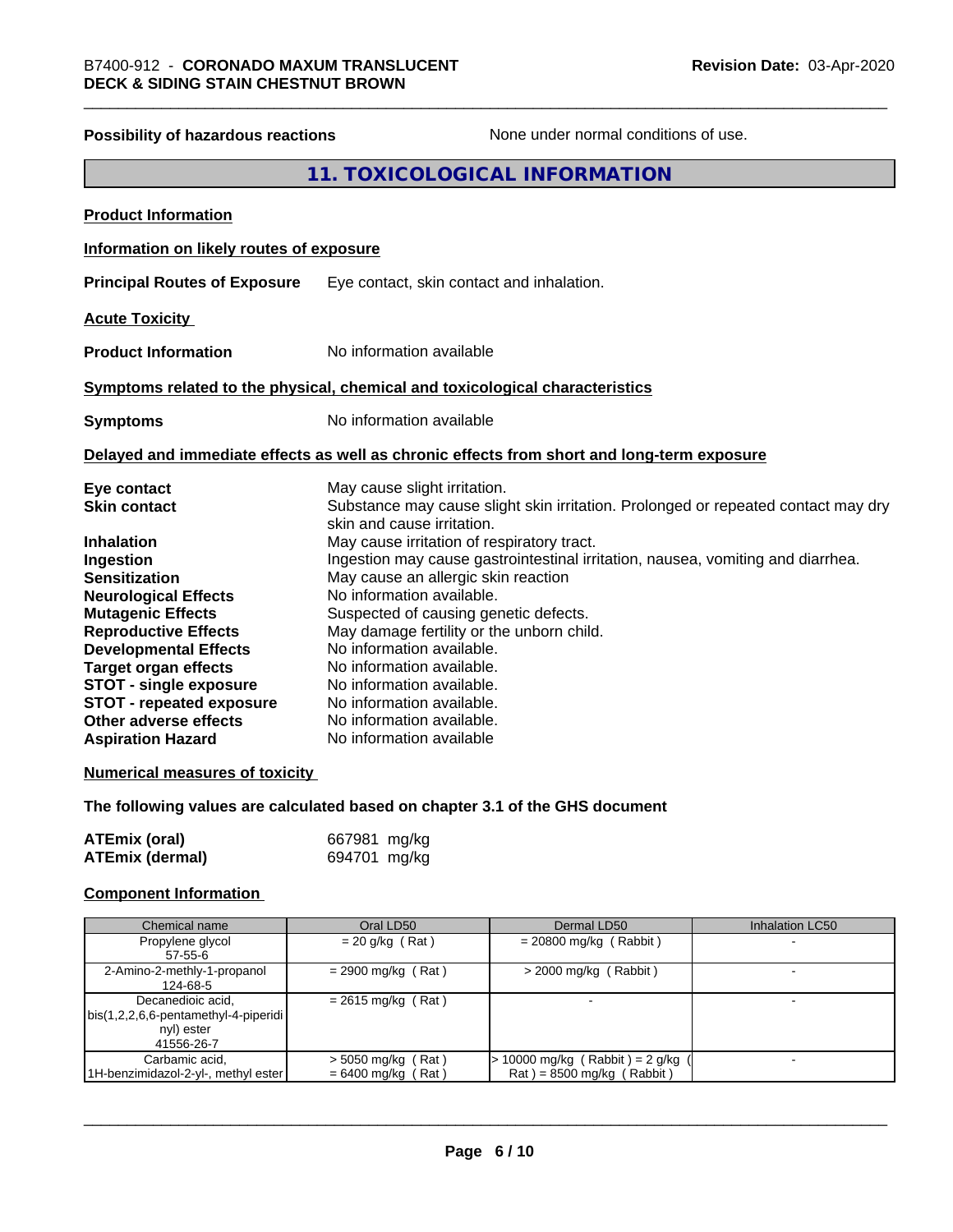**Possibility of hazardous reactions** None under normal conditions of use.

## 11. TOXICOLOGICAL INFORMATION

**Product Information**

**Information on likely routes of exposure**

**Principal Routes of Exposure** Eye contact, skin contact and inhalation.

**Acute Toxicity**

**Product Information** No information available

**Symptoms related to the physical, chemical and toxicological characteristics**

**Symptoms** No information available

**Delayed and immediate effects as well as chronic effects from short and long-term exposure**

**Eye contact** May cause slight irritation.
**Skin contact** Substance may cause slight skin irritation. Prolonged or repeated contact may dry skin and cause irritation.
**Inhalation** May cause irritation of respiratory tract.
**Ingestion** Ingestion may cause gastrointestinal irritation, nausea, vomiting and diarrhea.
**Sensitization** May cause an allergic skin reaction
**Neurological Effects** No information available.
**Mutagenic Effects** Suspected of causing genetic defects.
**Reproductive Effects** May damage fertility or the unborn child.
**Developmental Effects** No information available.
**Target organ effects** No information available.
**STOT - single exposure** No information available.
**STOT - repeated exposure** No information available.
**Other adverse effects** No information available.
**Aspiration Hazard** No information available

**Numerical measures of toxicity**

**The following values are calculated based on chapter 3.1 of the GHS document**

**ATEmix (oral)** 667981 mg/kg
**ATEmix (dermal)** 694701 mg/kg

**Component Information**

| Chemical name | Oral LD50 | Dermal LD50 | Inhalation LC50 |
|---|---|---|---|
| Propylene glycol<br>57-55-6 | = 20 g/kg ( Rat ) | = 20800 mg/kg ( Rabbit ) | - |
| 2-Amino-2-methly-1-propanol<br>124-68-5 | = 2900 mg/kg ( Rat ) | > 2000 mg/kg ( Rabbit ) | - |
| Decanedioic acid, bis(1,2,2,6,6-pentamethyl-4-piperidinyl) ester<br>41556-26-7 | = 2615 mg/kg ( Rat ) | - | - |
| Carbamic acid, 1H-benzimidazol-2-yl-, methyl ester | > 5050 mg/kg ( Rat )<br>= 6400 mg/kg ( Rat ) | > 10000 mg/kg ( Rabbit ) = 2 g/kg ( Rat ) = 8500 mg/kg ( Rabbit ) | - |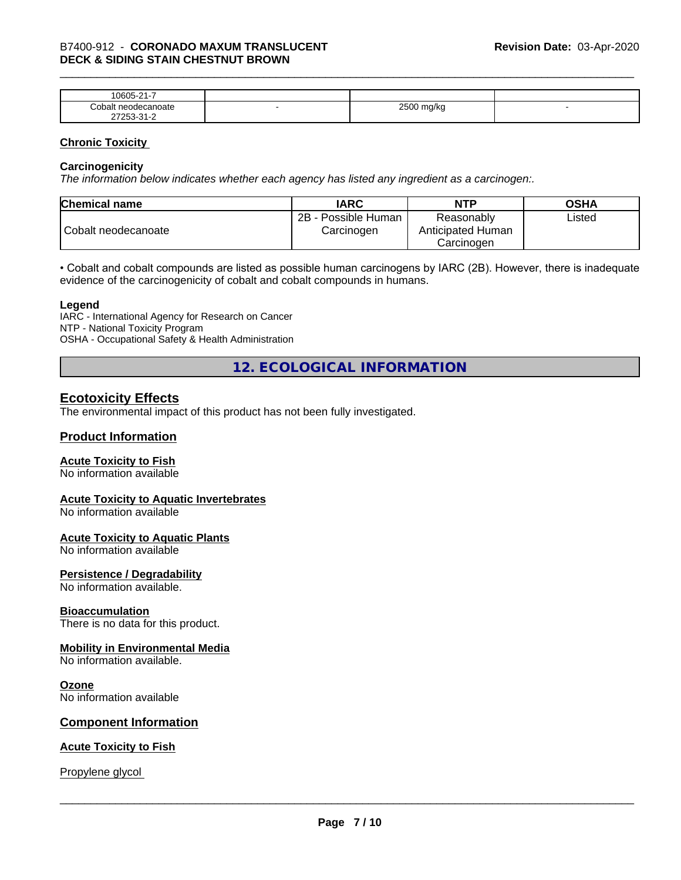| 10605-21-7 | | | |
|---|---|---|---|
| Cobalt neodecanoate<br>27253-31-2 | - | 2500 mg/kg | - |

## Chronic Toxicity

### Carcinogenicity

*The information below indicates whether each agency has listed any ingredient as a carcinogen:.*

| Chemical name | IARC | NTP | OSHA |
|---|---|---|---|
| Cobalt neodecanoate | 2B - Possible Human Carcinogen | Reasonably Anticipated Human Carcinogen | Listed |

• Cobalt and cobalt compounds are listed as possible human carcinogens by IARC (2B). However, there is inadequate evidence of the carcinogenicity of cobalt and cobalt compounds in humans.

**Legend**

IARC - International Agency for Research on Cancer
NTP - National Toxicity Program
OSHA - Occupational Safety & Health Administration

# 12. ECOLOGICAL INFORMATION

## Ecotoxicity Effects

The environmental impact of this product has not been fully investigated.

## Product Information

### Acute Toxicity to Fish

No information available

### Acute Toxicity to Aquatic Invertebrates

No information available

### Acute Toxicity to Aquatic Plants

No information available

### Persistence / Degradability

No information available.

### Bioaccumulation

There is no data for this product.

### Mobility in Environmental Media

No information available.

### Ozone

No information available

## Component Information

### Acute Toxicity to Fish

Propylene glycol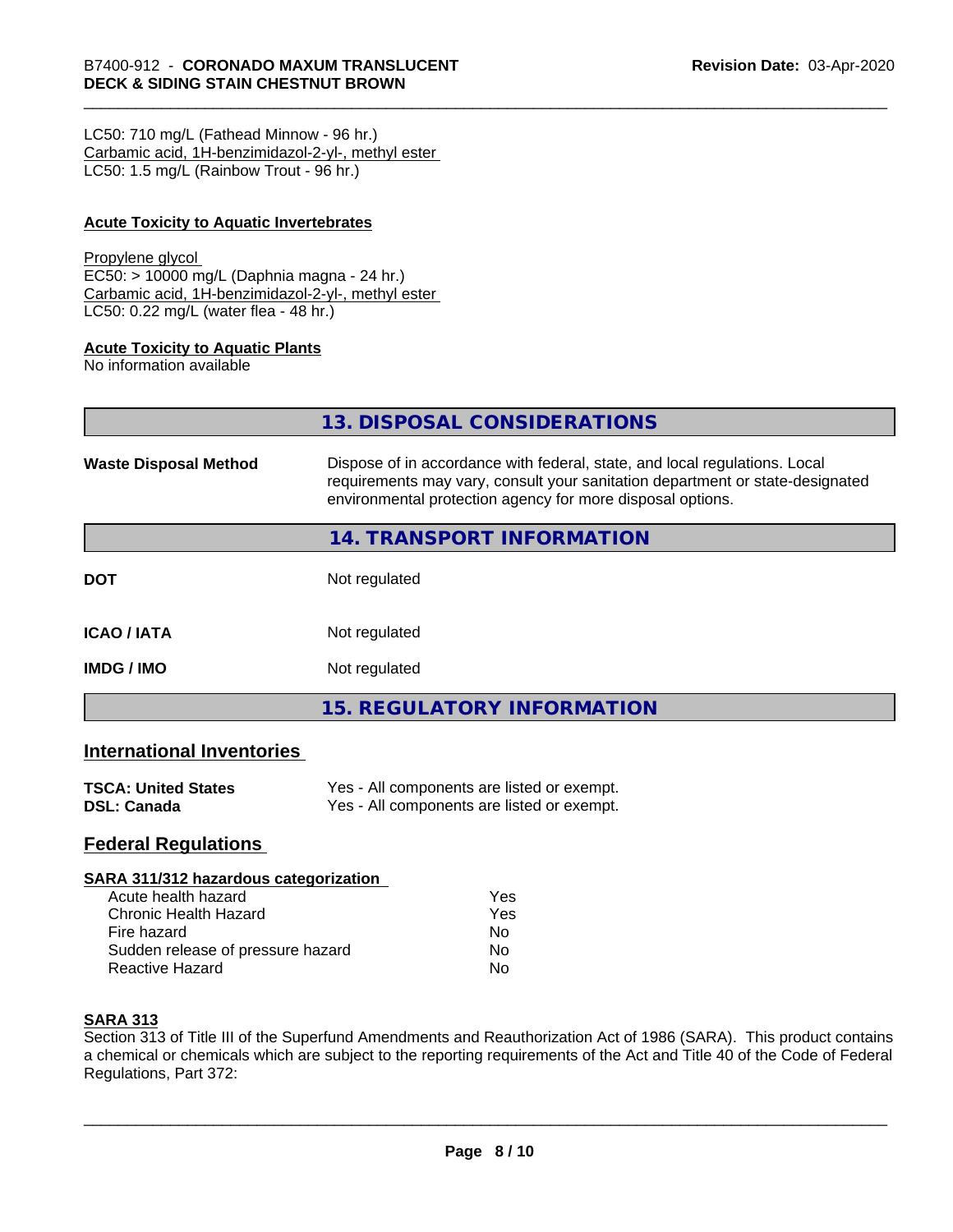LC50: 710 mg/L (Fathead Minnow - 96 hr.)
Carbamic acid, 1H-benzimidazol-2-yl-, methyl ester
LC50: 1.5 mg/L (Rainbow Trout - 96 hr.)

**Acute Toxicity to Aquatic Invertebrates**

Propylene glycol
EC50: > 10000 mg/L (Daphnia magna - 24 hr.)
Carbamic acid, 1H-benzimidazol-2-yl-, methyl ester
LC50: 0.22 mg/L (water flea - 48 hr.)

**Acute Toxicity to Aquatic Plants**
No information available

## 13. DISPOSAL CONSIDERATIONS

**Waste Disposal Method** Dispose of in accordance with federal, state, and local regulations. Local requirements may vary, consult your sanitation department or state-designated environmental protection agency for more disposal options.

## 14. TRANSPORT INFORMATION

| | |
|---|---|
| **DOT** | Not regulated |
| **ICAO / IATA** | Not regulated |
| **IMDG / IMO** | Not regulated |

## 15. REGULATORY INFORMATION

### International Inventories

| | |
|---|---|
| **TSCA: United States** | Yes - All components are listed or exempt. |
| **DSL: Canada** | Yes - All components are listed or exempt. |

### Federal Regulations

**SARA 311/312 hazardous categorization**

| | |
|---|---|
| Acute health hazard | Yes |
| Chronic Health Hazard | Yes |
| Fire hazard | No |
| Sudden release of pressure hazard | No |
| Reactive Hazard | No |

**SARA 313**
Section 313 of Title III of the Superfund Amendments and Reauthorization Act of 1986 (SARA). This product contains a chemical or chemicals which are subject to the reporting requirements of the Act and Title 40 of the Code of Federal Regulations, Part 372: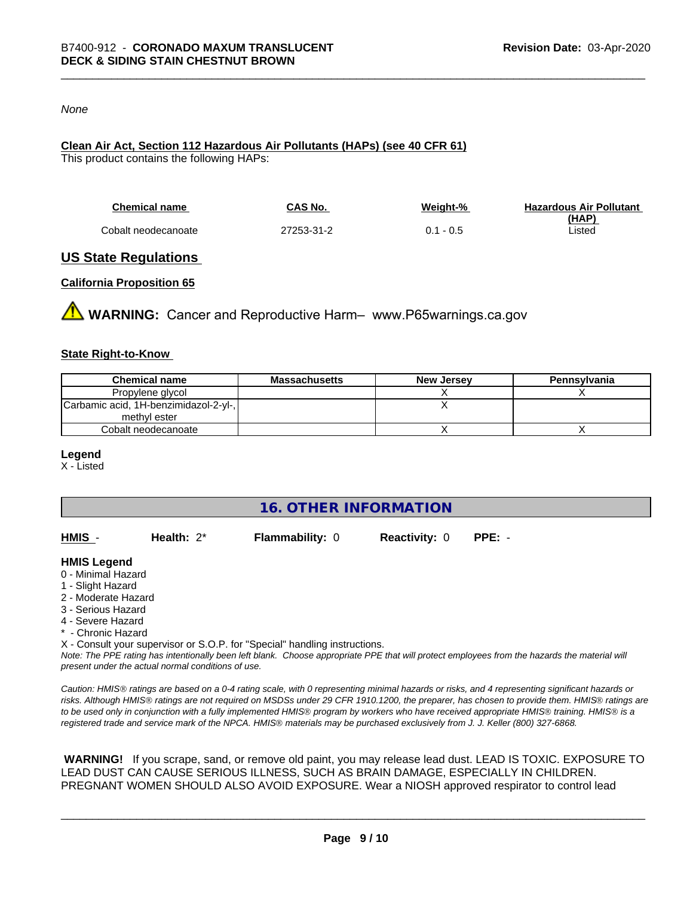*None*

**Clean Air Act, Section 112 Hazardous Air Pollutants (HAPs) (see 40 CFR 61)**
This product contains the following HAPs:

| Chemical name | CAS No. | Weight-% | Hazardous Air Pollutant (HAP) |
| --- | --- | --- | --- |
| Cobalt neodecanoate | 27253-31-2 | 0.1 - 0.5 | Listed |

## US State Regulations

**California Proposition 65**

⚠ **WARNING:** Cancer and Reproductive Harm– www.P65warnings.ca.gov

**State Right-to-Know**

| Chemical name | Massachusetts | New Jersey | Pennsylvania |
| --- | --- | --- | --- |
| Propylene glycol | | X | X |
| Carbamic acid, 1H-benzimidazol-2-yl-, methyl ester | | X | |
| Cobalt neodecanoate | | X | X |

**Legend**
X - Listed

## 16. OTHER INFORMATION

**HMIS** - **Health:** 2* **Flammability:** 0 **Reactivity:** 0 **PPE:** -

**HMIS Legend**
0 - Minimal Hazard
1 - Slight Hazard
2 - Moderate Hazard
3 - Serious Hazard
4 - Severe Hazard
* - Chronic Hazard
X - Consult your supervisor or S.O.P. for "Special" handling instructions.
*Note: The PPE rating has intentionally been left blank. Choose appropriate PPE that will protect employees from the hazards the material will present under the actual normal conditions of use.*

*Caution: HMIS® ratings are based on a 0-4 rating scale, with 0 representing minimal hazards or risks, and 4 representing significant hazards or risks. Although HMIS® ratings are not required on MSDSs under 29 CFR 1910.1200, the preparer, has chosen to provide them. HMIS® ratings are to be used only in conjunction with a fully implemented HMIS® program by workers who have received appropriate HMIS® training. HMIS® is a registered trade and service mark of the NPCA. HMIS® materials may be purchased exclusively from J. J. Keller (800) 327-6868.*

**WARNING!** If you scrape, sand, or remove old paint, you may release lead dust. LEAD IS TOXIC. EXPOSURE TO LEAD DUST CAN CAUSE SERIOUS ILLNESS, SUCH AS BRAIN DAMAGE, ESPECIALLY IN CHILDREN. PREGNANT WOMEN SHOULD ALSO AVOID EXPOSURE. Wear a NIOSH approved respirator to control lead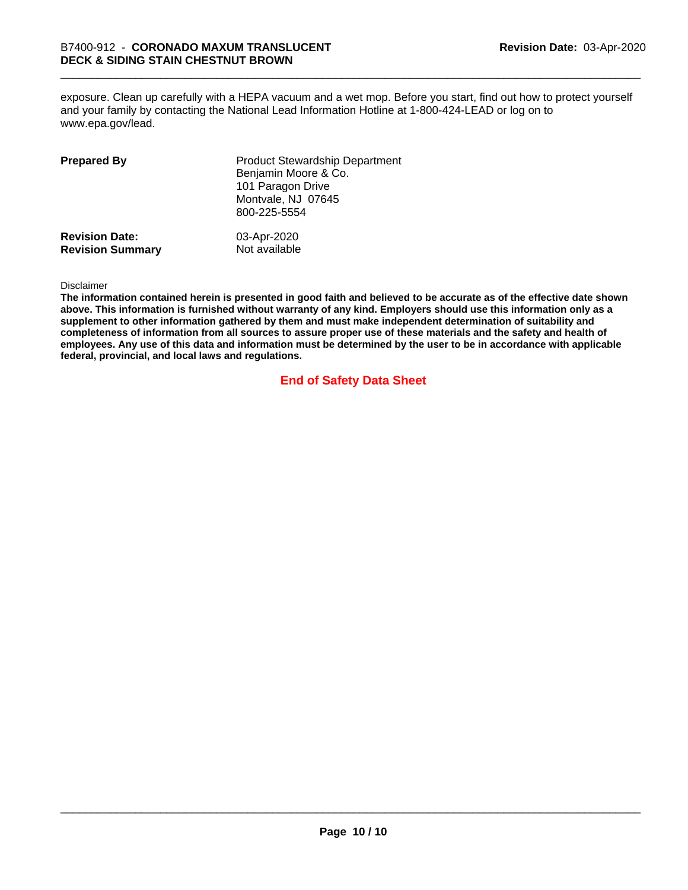exposure. Clean up carefully with a HEPA vacuum and a wet mop. Before you start, find out how to protect yourself and your family by contacting the National Lead Information Hotline at 1-800-424-LEAD or log on to www.epa.gov/lead.

| | |
|---|---|
| **Prepared By** | Product Stewardship Department<br>Benjamin Moore & Co.<br>101 Paragon Drive<br>Montvale, NJ 07645<br>800-225-5554 |
| **Revision Date:** | 03-Apr-2020 |
| **Revision Summary** | Not available |

Disclaimer

**The information contained herein is presented in good faith and believed to be accurate as of the effective date shown above. This information is furnished without warranty of any kind. Employers should use this information only as a supplement to other information gathered by them and must make independent determination of suitability and completeness of information from all sources to assure proper use of these materials and the safety and health of employees. Any use of this data and information must be determined by the user to be in accordance with applicable federal, provincial, and local laws and regulations.**

**End of Safety Data Sheet**